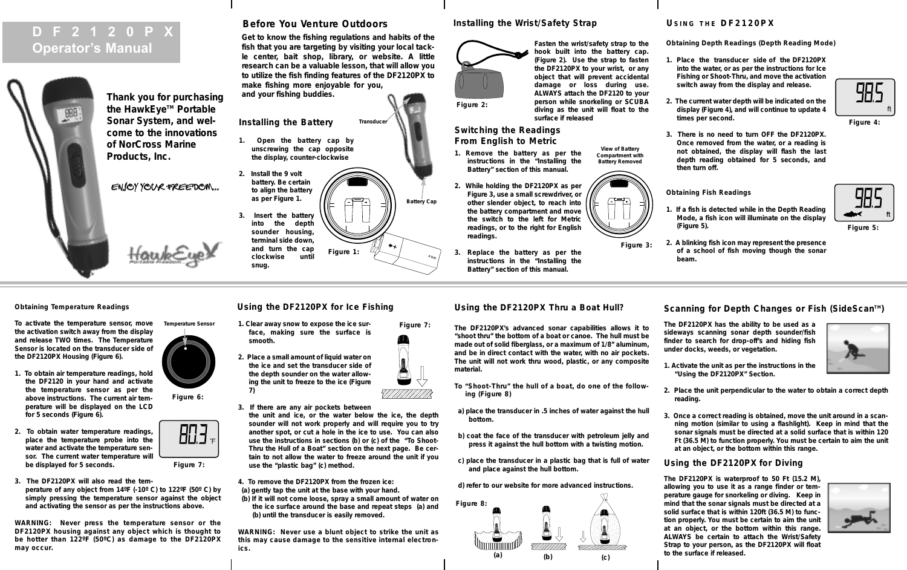# DF2120PX Operator's Manual

**Thank you for purchasing the HawkEye™ Portable Sonar System, and welcome to the innovations of NorCross Marine Products, Inc.**

ENJOY YOUR FREEDOM...

## Before You Venture Outdoors

**Get to know the fishing regulations and habits of the fish that you are targeting by visiting your local tackle center, bait shop, library, or website. A little research can be a valuable lesson, that will allow you to utilize the fish finding features of the DF2120PX to make fishing more enjoyable for you, and your fishing buddies.**

## Installing the Battery

1. Open the battery cap by unscrewing the cap opposite the display, counter-clockwise
2. Install the 9 volt battery. Be certain to align the battery as per Figure 1.
3. Insert the battery into the depth sounder housing, terminal side down, and turn the cap clockwise until snug.

Transducer

Battery Cap

Figure 1:

## Installing the Wrist/Safety Strap

Fasten the wrist/safety strap to the hook built into the battery cap. (Figure 2). Use the strap to fasten the DF2120PX to your wrist, or any object that will prevent accidental damage or loss during use. ALWAYS attach the DF2120 to your person while snorkeling or SCUBA diving as the unit will float to the surface if released

Figure 2:

## Switching the Readings From English to Metric

1. Remove the battery as per the instructions in the "Installing the Battery" section of this manual.
2. While holding the DF2120PX as per Figure 3, use a small screwdriver, or other slender object, to reach into the battery compartment and move the switch to the left for Metric readings, or to the right for English readings.
3. Replace the battery as per the instructions in the "Installing the Battery" section of this manual.

View of Battery Compartment with Battery Removed

Figure 3:

## Using the DF2120PX

### Obtaining Depth Readings (Depth Reading Mode)

1. Place the transducer side of the DF2120PX into the water, or as per the instructions for Ice Fishing or Shoot-Thru, and move the activation switch away from the display and release.
2. The current water depth will be indicated on the display (Figure 4), and will continue to update 4 times per second.
3. There is no need to turn OFF the DF2120PX. Once removed from the water, or a reading is not obtained, the display will flash the last depth reading obtained for 5 seconds, and then turn off.

98.5 ft

Figure 4:

### Obtaining Fish Readings

1. If a fish is detected while in the Depth Reading Mode, a fish icon will illuminate on the display (Figure 5).
2. A blinking fish icon may represent the presence of a school of fish moving though the sonar beam.

98.5 ft

Figure 5:

### Obtaining Temperature Readings

To activate the temperature sensor, move the activation switch away from the display and release TWO times. The Temperature Sensor is located on the transducer side of the DF2120PX Housing (Figure 6).

1. To obtain air temperature readings, hold the DF2120 in your hand and activate the temperature sensor as per the above instructions. The current air temperature will be displayed on the LCD for 5 seconds (Figure 6).
2. To obtain water temperature readings, place the temperature probe into the water and activate the temperature sensor. The current water temperature will be displayed for 5 seconds.
3. The DF2120PX will also read the temperature of any object from 14ºF (-10º C) to 122ºF (50º C) by simply pressing the temperature sensor against the object and activating the sensor as per the instructions above.

Temperature Sensor

Figure 6:

80.3 °F

Figure 7:

WARNING: Never press the temperature sensor on the DF2120PX housing against any object which is thought to be hotter than 122ºF (50ºC) as damage to the DF2120PX may occur.

## Using the DF2120PX for Ice Fishing

1. Clear away snow to expose the ice surface, making sure the surface is smooth.
2. Place a small amount of liquid water on the ice and set the transducer side of the depth sounder on the water allowing the unit to freeze to the ice (Figure 7)
3. If there are any air pockets between the unit and ice, or the water below the ice, the depth sounder will not work properly and will require you to try another spot, or cut a hole in the ice to use. You can also use the instructions in sections (b) or (c) of the "To Shoot-Thru the Hull of a Boat" section on the next page. Be certain to not allow the water to freeze around the unit if you use the "plastic bag" (c) method.
4. To remove the DF2120PX from the frozen ice:
   (a) gently tap the unit at the base with your hand.
   (b) If it will not come loose, spray a small amount of water on the ice surface around the base and repeat steps (a) and (b) until the transducer is easily removed.

Figure 7:

WARNING: Never use a blunt object to strike the unit as this may cause damage to the sensitive internal electronics.

## Using the DF2120PX Thru a Boat Hull?

The DF2120PX's advanced sonar capabilities allows it to "shoot thru" the bottom of a boat or canoe. The hull must be made out of solid fiberglass, or a maximum of 1/8" aluminum, and be in direct contact with the water, with no air pockets. The unit will not work thru wood, plastic, or any composite material.

To "Shoot-Thru" the hull of a boat, do one of the following (Figure 8)

a) place the transducer in .5 inches of water against the hull bottom.

b) coat the face of the transducer with petroleum jelly and press it against the hull bottom with a twisting motion.

c) place the transducer in a plastic bag that is full of water and place against the hull bottom.

d) refer to our website for more advanced instructions.

Figure 8:

(a) (b) (c)

## Scanning for Depth Changes or Fish (SideScan™)

The DF2120PX has the ability to be used as a sideways scanning sonar depth sounder/fish finder to search for drop-off's and hiding fish under docks, weeds, or vegetation.

1. Activate the unit as per the instructions in the "Using the DF2120PX" Section.
2. Place the unit perpendicular to the water to obtain a correct depth reading.
3. Once a correct reading is obtained, move the unit around in a scanning motion (similar to using a flashlight). Keep in mind that the sonar signals must be directed at a solid surface that is within 120 Ft (36.5 M) to function properly. You must be certain to aim the unit at an object, or the bottom within this range.

## Using the DF2120PX for Diving

The DF2120PX is waterproof to 50 Ft (15.2 M), allowing you to use it as a range finder or temperature gauge for snorkeling or diving. Keep in mind that the sonar signals must be directed at a solid surface that is within 120ft (36.5 M) to function properly. You must be certain to aim the unit at an object, or the bottom within this range. ALWAYS be certain to attach the Wrist/Safety Strap to your person, as the DF2120PX will float to the surface if released.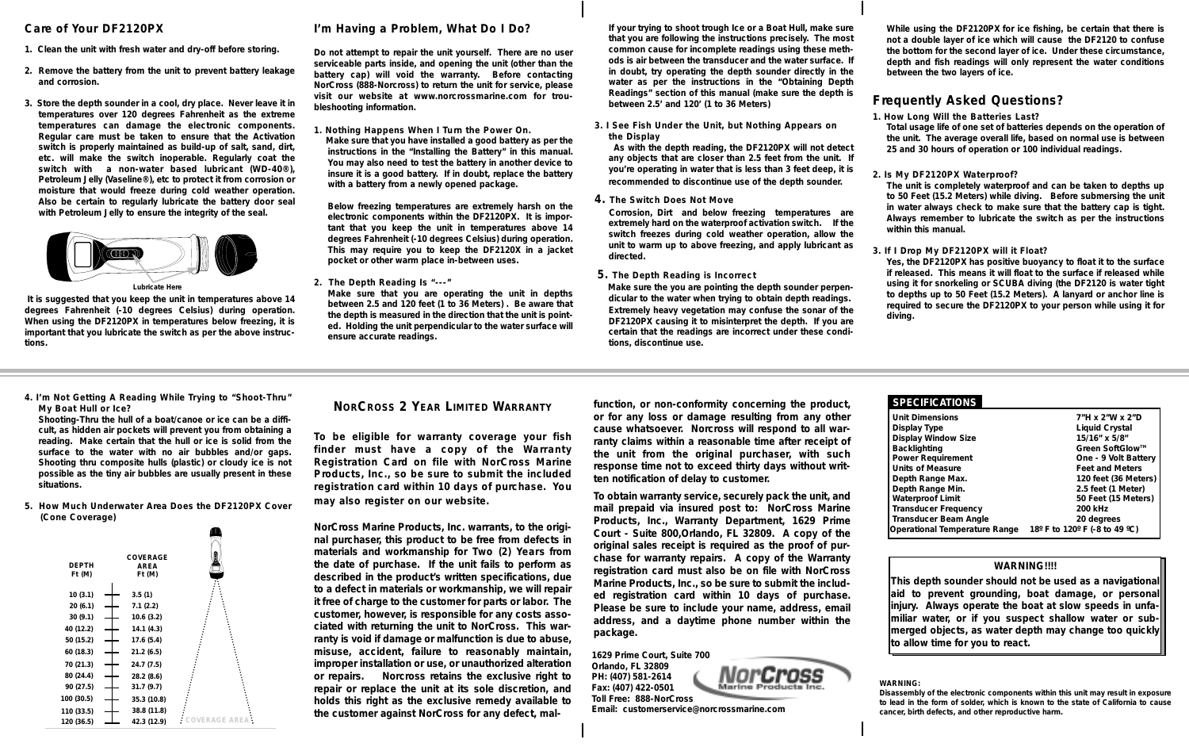## Care of Your DF2120PX

1. Clean the unit with fresh water and dry-off before storing.

2. Remove the battery from the unit to prevent battery leakage and corrosion.

3. Store the depth sounder in a cool, dry place. Never leave it in temperatures over 120 degrees Fahrenheit as the extreme temperatures can damage the electronic components. Regular care must be taken to ensure that the Activation switch is properly maintained as build-up of salt, sand, dirt, etc. will make the switch inoperable. Regularly coat the switch with a non-water based lubricant (WD-40®), Petroleum Jelly (Vaseline®), etc to protect it from corrosion or moisture that would freeze during cold weather operation. Also be certain to regularly lubricate the battery door seal with Petroleum Jelly to ensure the integrity of the seal.

Lubricate Here

It is suggested that you keep the unit in temperatures above 14 degrees Fahrenheit (-10 degrees Celsius) during operation. When using the DF2120PX in temperatures below freezing, it is important that you lubricate the switch as per the above instructions.

## I'm Having a Problem, What Do I Do?

Do not attempt to repair the unit yourself. There are no user serviceable parts inside, and opening the unit (other than the battery cap) will void the warranty. Before contacting NorCross (888-Norcross) to return the unit for service, please visit our website at www.norcrossmarine.com for troubleshooting information.

1. **Nothing Happens When I Turn the Power On.**
   Make sure that you have installed a good battery as per the instructions in the "Installing the Battery" in this manual. You may also need to test the battery in another device to insure it is a good battery. If in doubt, replace the battery with a battery from a newly opened package.

   Below freezing temperatures are extremely harsh on the electronic components within the DF2120PX. It is important that you keep the unit in temperatures above 14 degrees Fahrenheit (-10 degrees Celsius) during operation. This may require you to keep the DF2120X in a jacket pocket or other warm place in-between uses.

2. **The Depth Reading Is "---"**
   Make sure that you are operating the unit in depths between 2.5 and 120 feet (1 to 36 Meters). Be aware that the depth is measured in the direction that the unit is pointed. Holding the unit perpendicular to the water surface will ensure accurate readings.

   If your trying to shoot trough Ice or a Boat Hull, make sure that you are following the instructions precisely. The most common cause for incomplete readings using these methods is air between the transducer and the water surface. If in doubt, try operating the depth sounder directly in the water as per the instructions in the "Obtaining Depth Readings" section of this manual (make sure the depth is between 2.5' and 120' (1 to 36 Meters)

3. **I See Fish Under the Unit, but Nothing Appears on the Display**
   As with the depth reading, the DF2120PX will not detect any objects that are closer than 2.5 feet from the unit. If you're operating in water that is less than 3 feet deep, it is recommended to discontinue use of the depth sounder.

4. **The Switch Does Not Move**
   Corrosion, Dirt and below freezing temperatures are extremely hard on the waterproof activation switch. If the switch freezes during cold weather operation, allow the unit to warm up to above freezing, and apply lubricant as directed.

5. **The Depth Reading is Incorrect**
   Make sure the you are pointing the depth sounder perpendicular to the water when trying to obtain depth readings. Extremely heavy vegetation may confuse the sonar of the DF2120PX causing it to misinterpret the depth. If you are certain that the readings are incorrect under these conditions, discontinue use.

   While using the DF2120PX for ice fishing, be certain that there is not a double layer of ice which will cause the DF2120 to confuse the bottom for the second layer of ice. Under these circumstance, depth and fish readings will only represent the water conditions between the two layers of ice.

## Frequently Asked Questions?

1. **How Long Will the Batteries Last?**
   Total usage life of one set of batteries depends on the operation of the unit. The average overall life, based on normal use is between 25 and 30 hours of operation or 100 individual readings.

2. **Is My DF2120PX Waterproof?**
   The unit is completely waterproof and can be taken to depths up to 50 Feet (15.2 Meters) while diving. Before submersing the unit in water always check to make sure that the battery cap is tight. Always remember to lubricate the switch as per the instructions within this manual.

3. **If I Drop My DF2120PX will it Float?**
   Yes, the DF2120PX has positive buoyancy to float it to the surface if released. This means it will float to the surface if released while using it for snorkeling or SCUBA diving (the DF2120 is water tight to depths up to 50 Feet (15.2 Meters). A lanyard or anchor line is required to secure the DF2120PX to your person while using it for diving.

4. **I'm Not Getting A Reading While Trying to "Shoot-Thru" My Boat Hull or Ice?**
   Shooting-Thru the hull of a boat/canoe or ice can be a difficult, as hidden air pockets will prevent you from obtaining a reading. Make certain that the hull or ice is solid from the surface to the water with no air bubbles and/or gaps. Shooting thru composite hulls (plastic) or cloudy ice is not possible as the tiny air bubbles are usually present in these situations.

5. **How Much Underwater Area Does the DF2120PX Cover (Cone Coverage)**

| DEPTH Ft (M) | COVERAGE AREA Ft (M) |
|---|---|
| 10 (3.1) | 3.5 (1) |
| 20 (6.1) | 7.1 (2.2) |
| 30 (9.1) | 10.6 (3.2) |
| 40 (12.2) | 14.1 (4.3) |
| 50 (15.2) | 17.6 (5.4) |
| 60 (18.3) | 21.2 (6.5) |
| 70 (21.3) | 24.7 (7.5) |
| 80 (24.4) | 28.2 (8.6) |
| 90 (27.5) | 31.7 (9.7) |
| 100 (30.5) | 35.3 (10.8) |
| 110 (33.5) | 38.8 (11.8) |
| 120 (36.5) | 42.3 (12.9) |

COVERAGE AREA

## NorCross 2 Year Limited Warranty

To be eligible for warranty coverage your fish finder must have a copy of the Warranty Registration Card on file with NorCross Marine Products, Inc., so be sure to submit the included registration card within 10 days of purchase. You may also register on our website.

NorCross Marine Products, Inc. warrants, to the original purchaser, this product to be free from defects in materials and workmanship for Two (2) Years from the date of purchase. If the unit fails to perform as described in the product's written specifications, due to a defect in materials or workmanship, we will repair it free of charge to the customer for parts or labor. The customer, however, is responsible for any costs associated with returning the unit to NorCross. This warranty is void if damage or malfunction is due to abuse, misuse, accident, failure to reasonably maintain, improper installation or use, or unauthorized alteration or repairs. Norcross retains the exclusive right to repair or replace the unit at its sole discretion, and holds this right as the exclusive remedy available to the customer against NorCross for any defect, malfunction, or non-conformity concerning the product, or for any loss or damage resulting from any other cause whatsoever. Norcross will respond to all warranty claims within a reasonable time after receipt of the unit from the original purchaser, with such response time not to exceed thirty days without written notification of delay to customer.

To obtain warranty service, securely pack the unit, and mail prepaid via insured post to: NorCross Marine Products, Inc., Warranty Department, 1629 Prime Court - Suite 800,Orlando, FL 32809. A copy of the original sales receipt is required as the proof of purchase for warranty repairs. A copy of the Warranty registration card must also be on file with NorCross Marine Products, Inc., so be sure to submit the included registration card within 10 days of purchase. Please be sure to include your name, address, email address, and a daytime phone number within the package.

1629 Prime Court, Suite 700
Orlando, FL 32809
PH: (407) 581-2614
Fax: (407) 422-0501
Toll Free: 888-NorCross
Email: customerservice@norcrossmarine.com

NorCross Marine Products Inc.

## SPECIFICATIONS

| | |
|---|---|
| Unit Dimensions | 7"H x 2"W x 2"D |
| Display Type | Liquid Crystal |
| Display Window Size | 15/16" x 5/8" |
| Backlighting | Green SoftGlow™ |
| Power Requirement | One - 9 Volt Battery |
| Units of Measure | Feet and Meters |
| Depth Range Max. | 120 feet (36 Meters) |
| Depth Range Min. | 2.5 feet (1 Meter) |
| Waterproof Limit | 50 Feet (15 Meters) |
| Transducer Frequency | 200 kHz |
| Transducer Beam Angle | 20 degrees |
| Operational Temperature Range | 18º F to 120º F (-8 to 49 ºC) |

**WARNING!!!!**

This depth sounder should not be used as a navigational aid to prevent grounding, boat damage, or personal injury. Always operate the boat at slow speeds in unfamiliar water, or if you suspect shallow water or submerged objects, as water depth may change too quickly to allow time for you to react.

**WARNING:**
Disassembly of the electronic components within this unit may result in exposure to lead in the form of solder, which is known to the state of California to cause cancer, birth defects, and other reproductive harm.